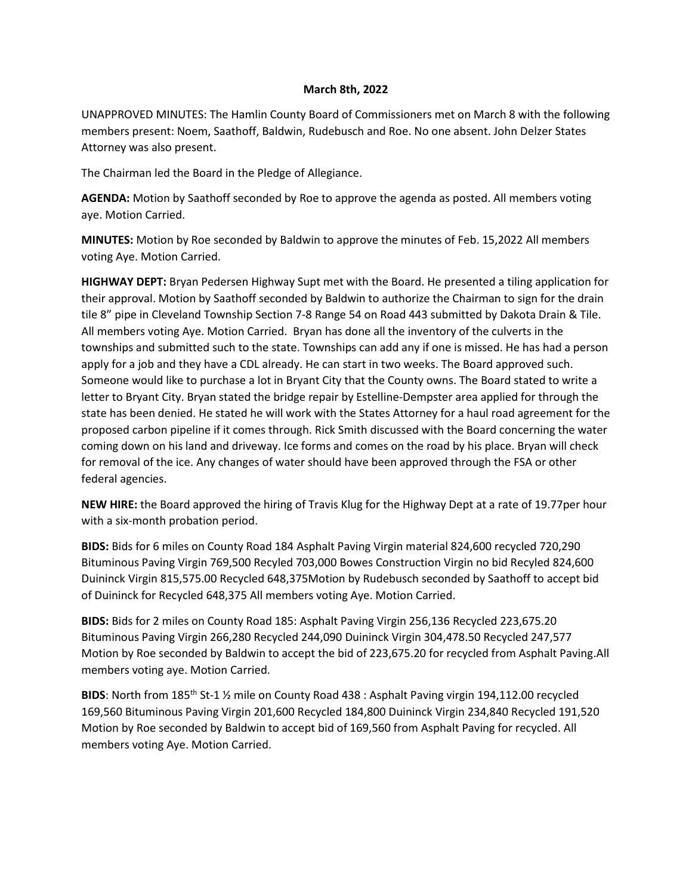**March 8th, 2022**

UNAPPROVED MINUTES: The Hamlin County Board of Commissioners met on March 8 with the following members present: Noem, Saathoff, Baldwin, Rudebusch and Roe. No one absent. John Delzer States Attorney was also present.

The Chairman led the Board in the Pledge of Allegiance.

**AGENDA:** Motion by Saathoff seconded by Roe to approve the agenda as posted. All members voting aye. Motion Carried.

**MINUTES:** Motion by Roe seconded by Baldwin to approve the minutes of Feb. 15,2022 All members voting Aye. Motion Carried.

**HIGHWAY DEPT:** Bryan Pedersen Highway Supt met with the Board. He presented a tiling application for their approval. Motion by Saathoff seconded by Baldwin to authorize the Chairman to sign for the drain tile 8" pipe in Cleveland Township Section 7-8 Range 54 on Road 443 submitted by Dakota Drain & Tile. All members voting Aye. Motion Carried. Bryan has done all the inventory of the culverts in the townships and submitted such to the state. Townships can add any if one is missed. He has had a person apply for a job and they have a CDL already. He can start in two weeks. The Board approved such. Someone would like to purchase a lot in Bryant City that the County owns. The Board stated to write a letter to Bryant City. Bryan stated the bridge repair by Estelline-Dempster area applied for through the state has been denied. He stated he will work with the States Attorney for a haul road agreement for the proposed carbon pipeline if it comes through. Rick Smith discussed with the Board concerning the water coming down on his land and driveway. Ice forms and comes on the road by his place. Bryan will check for removal of the ice. Any changes of water should have been approved through the FSA or other federal agencies.

**NEW HIRE:** the Board approved the hiring of Travis Klug for the Highway Dept at a rate of 19.77per hour with a six-month probation period.

**BIDS:** Bids for 6 miles on County Road 184 Asphalt Paving Virgin material 824,600 recycled 720,290 Bituminous Paving Virgin 769,500 Recyled 703,000 Bowes Construction Virgin no bid Recyled 824,600 Duininck Virgin 815,575.00 Recycled 648,375Motion by Rudebusch seconded by Saathoff to accept bid of Duininck for Recycled 648,375 All members voting Aye. Motion Carried.

**BIDS:** Bids for 2 miles on County Road 185: Asphalt Paving Virgin 256,136 Recycled 223,675.20 Bituminous Paving Virgin 266,280 Recycled 244,090 Duininck Virgin 304,478.50 Recycled 247,577 Motion by Roe seconded by Baldwin to accept the bid of 223,675.20 for recycled from Asphalt Paving.All members voting aye. Motion Carried.

**BIDS**: North from 185th St-1 ½ mile on County Road 438 : Asphalt Paving virgin 194,112.00 recycled 169,560 Bituminous Paving Virgin 201,600 Recycled 184,800 Duininck Virgin 234,840 Recycled 191,520 Motion by Roe seconded by Baldwin to accept bid of 169,560 from Asphalt Paving for recycled. All members voting Aye. Motion Carried.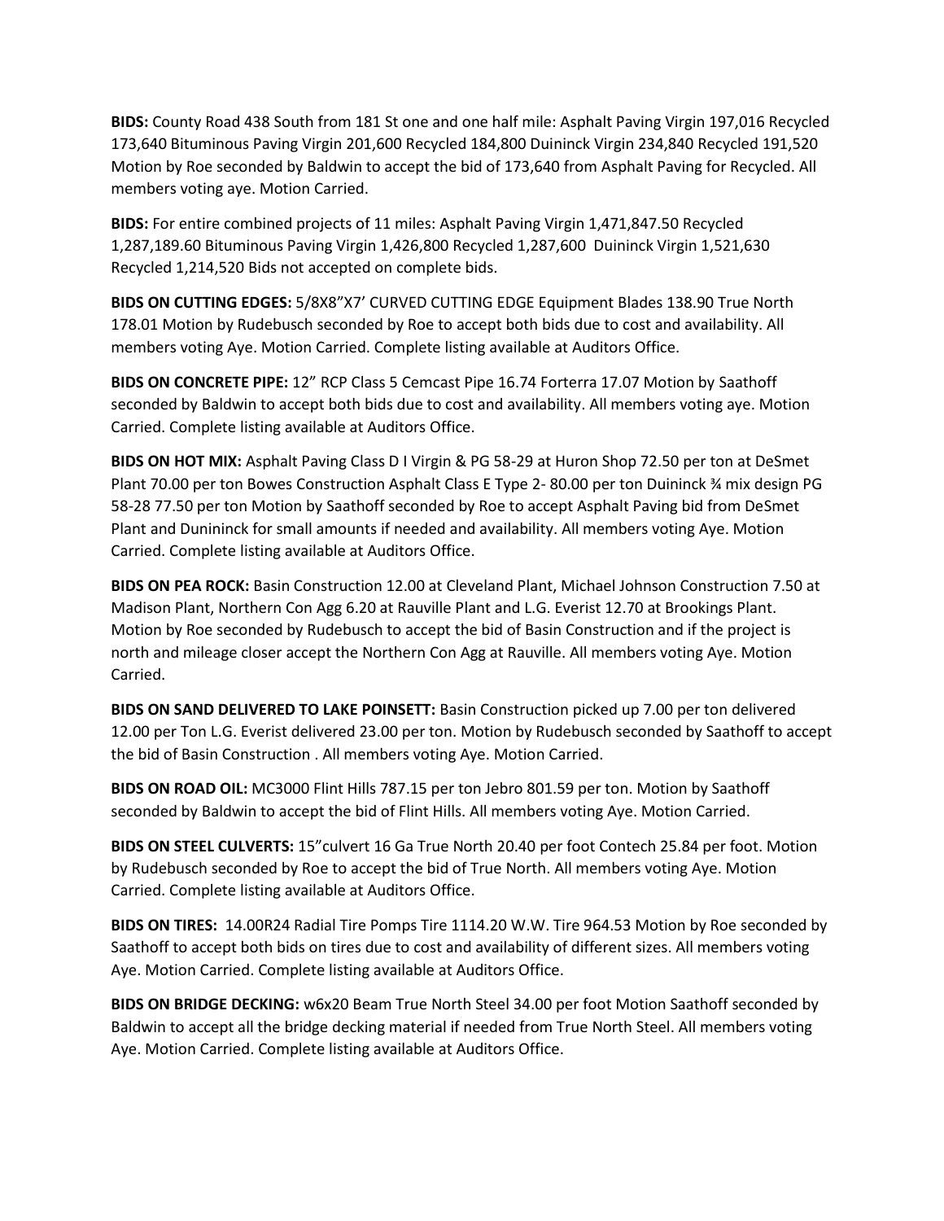**BIDS:** County Road 438 South from 181 St one and one half mile: Asphalt Paving Virgin 197,016 Recycled 173,640 Bituminous Paving Virgin 201,600 Recycled 184,800 Duininck Virgin 234,840 Recycled 191,520 Motion by Roe seconded by Baldwin to accept the bid of 173,640 from Asphalt Paving for Recycled. All members voting aye. Motion Carried.

**BIDS:** For entire combined projects of 11 miles: Asphalt Paving Virgin 1,471,847.50 Recycled 1,287,189.60 Bituminous Paving Virgin 1,426,800 Recycled 1,287,600 Duininck Virgin 1,521,630 Recycled 1,214,520 Bids not accepted on complete bids.

**BIDS ON CUTTING EDGES:** 5/8X8"X7' CURVED CUTTING EDGE Equipment Blades 138.90 True North 178.01 Motion by Rudebusch seconded by Roe to accept both bids due to cost and availability. All members voting Aye. Motion Carried. Complete listing available at Auditors Office.

**BIDS ON CONCRETE PIPE:** 12" RCP Class 5 Cemcast Pipe 16.74 Forterra 17.07 Motion by Saathoff seconded by Baldwin to accept both bids due to cost and availability. All members voting aye. Motion Carried. Complete listing available at Auditors Office.

**BIDS ON HOT MIX:** Asphalt Paving Class D I Virgin & PG 58-29 at Huron Shop 72.50 per ton at DeSmet Plant 70.00 per ton Bowes Construction Asphalt Class E Type 2- 80.00 per ton Duininck ¾ mix design PG 58-28 77.50 per ton Motion by Saathoff seconded by Roe to accept Asphalt Paving bid from DeSmet Plant and Dunininck for small amounts if needed and availability. All members voting Aye. Motion Carried. Complete listing available at Auditors Office.

**BIDS ON PEA ROCK:** Basin Construction 12.00 at Cleveland Plant, Michael Johnson Construction 7.50 at Madison Plant, Northern Con Agg 6.20 at Rauville Plant and L.G. Everist 12.70 at Brookings Plant. Motion by Roe seconded by Rudebusch to accept the bid of Basin Construction and if the project is north and mileage closer accept the Northern Con Agg at Rauville. All members voting Aye. Motion Carried.

**BIDS ON SAND DELIVERED TO LAKE POINSETT:** Basin Construction picked up 7.00 per ton delivered 12.00 per Ton L.G. Everist delivered 23.00 per ton. Motion by Rudebusch seconded by Saathoff to accept the bid of Basin Construction . All members voting Aye. Motion Carried.

**BIDS ON ROAD OIL:** MC3000 Flint Hills 787.15 per ton Jebro 801.59 per ton. Motion by Saathoff seconded by Baldwin to accept the bid of Flint Hills. All members voting Aye. Motion Carried.

**BIDS ON STEEL CULVERTS:** 15"culvert 16 Ga True North 20.40 per foot Contech 25.84 per foot. Motion by Rudebusch seconded by Roe to accept the bid of True North. All members voting Aye. Motion Carried. Complete listing available at Auditors Office.

**BIDS ON TIRES:** 14.00R24 Radial Tire Pomps Tire 1114.20 W.W. Tire 964.53 Motion by Roe seconded by Saathoff to accept both bids on tires due to cost and availability of different sizes. All members voting Aye. Motion Carried. Complete listing available at Auditors Office.

**BIDS ON BRIDGE DECKING:** w6x20 Beam True North Steel 34.00 per foot Motion Saathoff seconded by Baldwin to accept all the bridge decking material if needed from True North Steel. All members voting Aye. Motion Carried. Complete listing available at Auditors Office.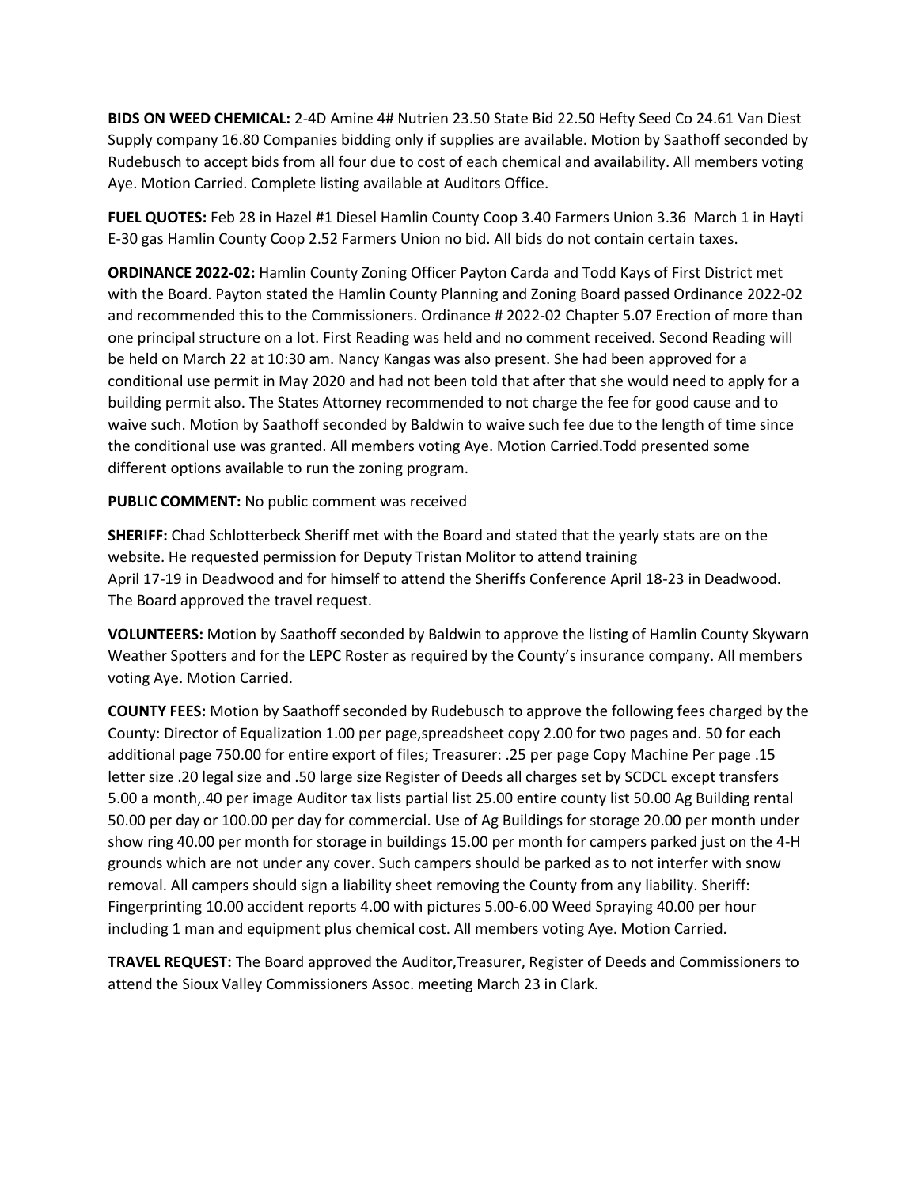**BIDS ON WEED CHEMICAL:** 2-4D Amine 4# Nutrien 23.50 State Bid 22.50 Hefty Seed Co 24.61 Van Diest Supply company 16.80 Companies bidding only if supplies are available. Motion by Saathoff seconded by Rudebusch to accept bids from all four due to cost of each chemical and availability. All members voting Aye. Motion Carried. Complete listing available at Auditors Office.

**FUEL QUOTES:** Feb 28 in Hazel #1 Diesel Hamlin County Coop 3.40 Farmers Union 3.36 March 1 in Hayti E-30 gas Hamlin County Coop 2.52 Farmers Union no bid. All bids do not contain certain taxes.

**ORDINANCE 2022-02:** Hamlin County Zoning Officer Payton Carda and Todd Kays of First District met with the Board. Payton stated the Hamlin County Planning and Zoning Board passed Ordinance 2022-02 and recommended this to the Commissioners. Ordinance # 2022-02 Chapter 5.07 Erection of more than one principal structure on a lot. First Reading was held and no comment received. Second Reading will be held on March 22 at 10:30 am. Nancy Kangas was also present. She had been approved for a conditional use permit in May 2020 and had not been told that after that she would need to apply for a building permit also. The States Attorney recommended to not charge the fee for good cause and to waive such. Motion by Saathoff seconded by Baldwin to waive such fee due to the length of time since the conditional use was granted. All members voting Aye. Motion Carried.Todd presented some different options available to run the zoning program.

**PUBLIC COMMENT:** No public comment was received

**SHERIFF:** Chad Schlotterbeck Sheriff met with the Board and stated that the yearly stats are on the website. He requested permission for Deputy Tristan Molitor to attend training April 17-19 in Deadwood and for himself to attend the Sheriffs Conference April 18-23 in Deadwood. The Board approved the travel request.

**VOLUNTEERS:** Motion by Saathoff seconded by Baldwin to approve the listing of Hamlin County Skywarn Weather Spotters and for the LEPC Roster as required by the County's insurance company. All members voting Aye. Motion Carried.

**COUNTY FEES:** Motion by Saathoff seconded by Rudebusch to approve the following fees charged by the County: Director of Equalization 1.00 per page,spreadsheet copy 2.00 for two pages and. 50 for each additional page 750.00 for entire export of files; Treasurer: .25 per page Copy Machine Per page .15 letter size .20 legal size and .50 large size Register of Deeds all charges set by SCDCL except transfers 5.00 a month,.40 per image Auditor tax lists partial list 25.00 entire county list 50.00 Ag Building rental 50.00 per day or 100.00 per day for commercial. Use of Ag Buildings for storage 20.00 per month under show ring 40.00 per month for storage in buildings 15.00 per month for campers parked just on the 4-H grounds which are not under any cover. Such campers should be parked as to not interfer with snow removal. All campers should sign a liability sheet removing the County from any liability. Sheriff: Fingerprinting 10.00 accident reports 4.00 with pictures 5.00-6.00 Weed Spraying 40.00 per hour including 1 man and equipment plus chemical cost. All members voting Aye. Motion Carried.

**TRAVEL REQUEST:** The Board approved the Auditor,Treasurer, Register of Deeds and Commissioners to attend the Sioux Valley Commissioners Assoc. meeting March 23 in Clark.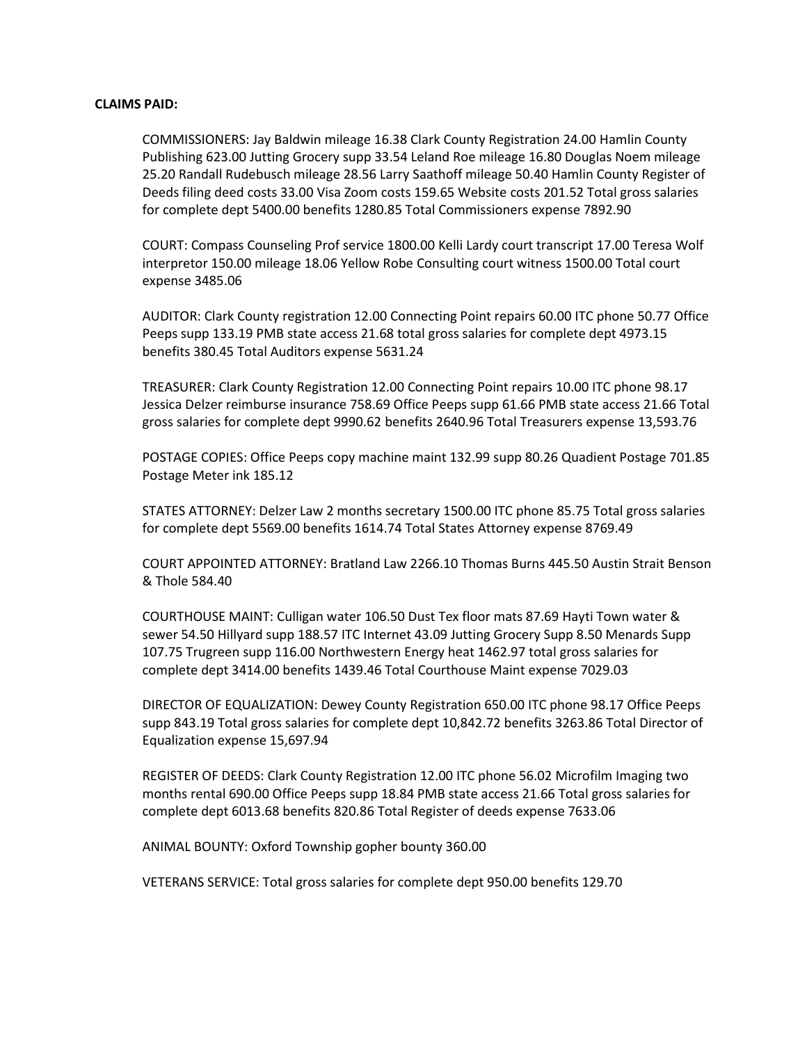**CLAIMS PAID:**

COMMISSIONERS: Jay Baldwin mileage 16.38 Clark County Registration 24.00 Hamlin County Publishing 623.00 Jutting Grocery supp 33.54 Leland Roe mileage 16.80 Douglas Noem mileage 25.20 Randall Rudebusch mileage 28.56 Larry Saathoff mileage 50.40 Hamlin County Register of Deeds filing deed costs 33.00 Visa Zoom costs 159.65 Website costs 201.52 Total gross salaries for complete dept 5400.00 benefits 1280.85 Total Commissioners expense 7892.90

COURT: Compass Counseling Prof service 1800.00 Kelli Lardy court transcript 17.00 Teresa Wolf interpretor 150.00 mileage 18.06 Yellow Robe Consulting court witness 1500.00 Total court expense 3485.06

AUDITOR: Clark County registration 12.00 Connecting Point repairs 60.00 ITC phone 50.77 Office Peeps supp 133.19 PMB state access 21.68 total gross salaries for complete dept 4973.15 benefits 380.45 Total Auditors expense 5631.24

TREASURER: Clark County Registration 12.00 Connecting Point repairs 10.00 ITC phone 98.17 Jessica Delzer reimburse insurance 758.69 Office Peeps supp 61.66 PMB state access 21.66 Total gross salaries for complete dept 9990.62 benefits 2640.96 Total Treasurers expense 13,593.76

POSTAGE COPIES: Office Peeps copy machine maint 132.99 supp 80.26 Quadient Postage 701.85 Postage Meter ink 185.12

STATES ATTORNEY: Delzer Law 2 months secretary 1500.00 ITC phone 85.75 Total gross salaries for complete dept 5569.00 benefits 1614.74 Total States Attorney expense 8769.49

COURT APPOINTED ATTORNEY: Bratland Law 2266.10 Thomas Burns 445.50 Austin Strait Benson & Thole 584.40

COURTHOUSE MAINT: Culligan water 106.50 Dust Tex floor mats 87.69 Hayti Town water & sewer 54.50 Hillyard supp 188.57 ITC Internet 43.09 Jutting Grocery Supp 8.50 Menards Supp 107.75 Trugreen supp 116.00 Northwestern Energy heat 1462.97 total gross salaries for complete dept 3414.00 benefits 1439.46 Total Courthouse Maint expense 7029.03

DIRECTOR OF EQUALIZATION: Dewey County Registration 650.00 ITC phone 98.17 Office Peeps supp 843.19 Total gross salaries for complete dept 10,842.72 benefits 3263.86 Total Director of Equalization expense 15,697.94

REGISTER OF DEEDS: Clark County Registration 12.00 ITC phone 56.02 Microfilm Imaging two months rental 690.00 Office Peeps supp 18.84 PMB state access 21.66 Total gross salaries for complete dept 6013.68 benefits 820.86 Total Register of deeds expense 7633.06

ANIMAL BOUNTY: Oxford Township gopher bounty 360.00

VETERANS SERVICE: Total gross salaries for complete dept 950.00 benefits 129.70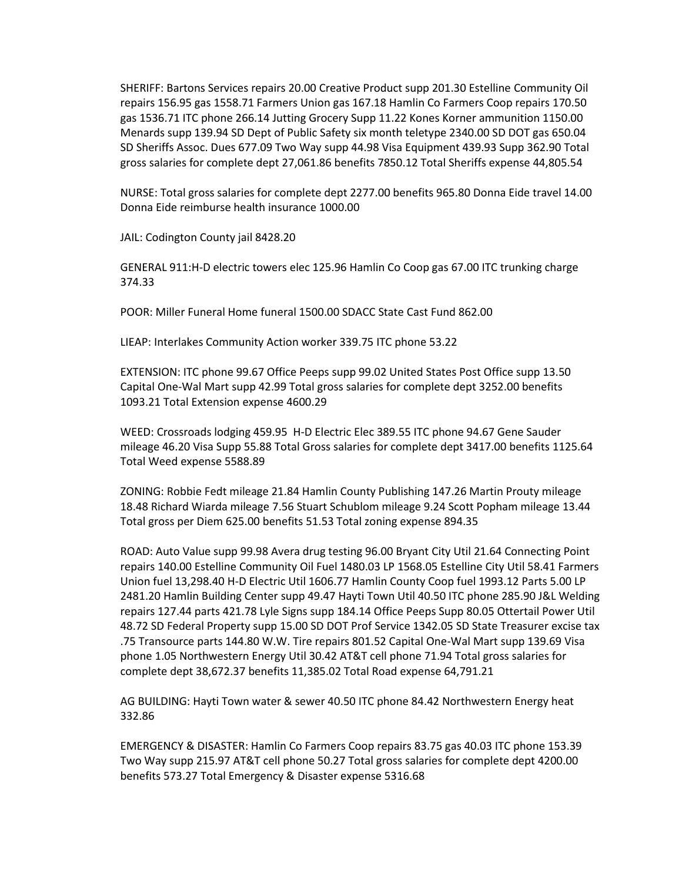SHERIFF: Bartons Services repairs 20.00 Creative Product supp 201.30 Estelline Community Oil repairs 156.95 gas 1558.71 Farmers Union gas 167.18 Hamlin Co Farmers Coop repairs 170.50 gas 1536.71 ITC phone 266.14 Jutting Grocery Supp 11.22 Kones Korner ammunition 1150.00 Menards supp 139.94 SD Dept of Public Safety six month teletype 2340.00 SD DOT gas 650.04 SD Sheriffs Assoc. Dues 677.09 Two Way supp 44.98 Visa Equipment 439.93 Supp 362.90 Total gross salaries for complete dept 27,061.86 benefits 7850.12 Total Sheriffs expense 44,805.54

NURSE: Total gross salaries for complete dept 2277.00 benefits 965.80 Donna Eide travel 14.00 Donna Eide reimburse health insurance 1000.00

JAIL: Codington County jail 8428.20

GENERAL 911:H-D electric towers elec 125.96 Hamlin Co Coop gas 67.00 ITC trunking charge 374.33

POOR: Miller Funeral Home funeral 1500.00 SDACC State Cast Fund 862.00

LIEAP: Interlakes Community Action worker 339.75 ITC phone 53.22

EXTENSION: ITC phone 99.67 Office Peeps supp 99.02 United States Post Office supp 13.50 Capital One-Wal Mart supp 42.99 Total gross salaries for complete dept 3252.00 benefits 1093.21 Total Extension expense 4600.29

WEED: Crossroads lodging 459.95 H-D Electric Elec 389.55 ITC phone 94.67 Gene Sauder mileage 46.20 Visa Supp 55.88 Total Gross salaries for complete dept 3417.00 benefits 1125.64 Total Weed expense 5588.89

ZONING: Robbie Fedt mileage 21.84 Hamlin County Publishing 147.26 Martin Prouty mileage 18.48 Richard Wiarda mileage 7.56 Stuart Schublom mileage 9.24 Scott Popham mileage 13.44 Total gross per Diem 625.00 benefits 51.53 Total zoning expense 894.35

ROAD: Auto Value supp 99.98 Avera drug testing 96.00 Bryant City Util 21.64 Connecting Point repairs 140.00 Estelline Community Oil Fuel 1480.03 LP 1568.05 Estelline City Util 58.41 Farmers Union fuel 13,298.40 H-D Electric Util 1606.77 Hamlin County Coop fuel 1993.12 Parts 5.00 LP 2481.20 Hamlin Building Center supp 49.47 Hayti Town Util 40.50 ITC phone 285.90 J&L Welding repairs 127.44 parts 421.78 Lyle Signs supp 184.14 Office Peeps Supp 80.05 Ottertail Power Util 48.72 SD Federal Property supp 15.00 SD DOT Prof Service 1342.05 SD State Treasurer excise tax .75 Transource parts 144.80 W.W. Tire repairs 801.52 Capital One-Wal Mart supp 139.69 Visa phone 1.05 Northwestern Energy Util 30.42 AT&T cell phone 71.94 Total gross salaries for complete dept 38,672.37 benefits 11,385.02 Total Road expense 64,791.21

AG BUILDING: Hayti Town water & sewer 40.50 ITC phone 84.42 Northwestern Energy heat 332.86

EMERGENCY & DISASTER: Hamlin Co Farmers Coop repairs 83.75 gas 40.03 ITC phone 153.39 Two Way supp 215.97 AT&T cell phone 50.27 Total gross salaries for complete dept 4200.00 benefits 573.27 Total Emergency & Disaster expense 5316.68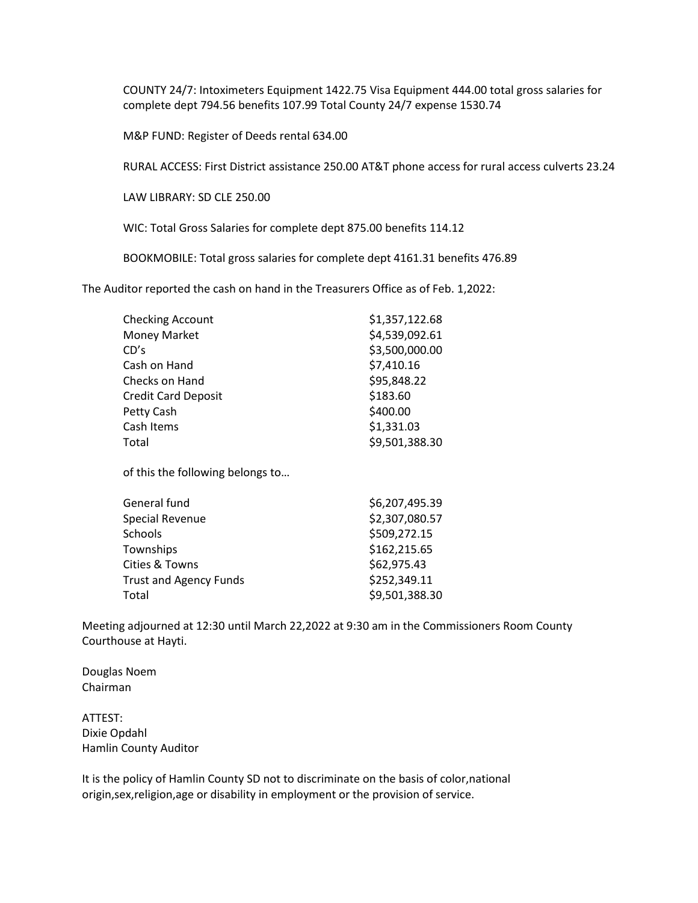COUNTY 24/7: Intoximeters Equipment 1422.75 Visa Equipment 444.00 total gross salaries for complete dept 794.56 benefits 107.99 Total County 24/7 expense 1530.74

M&P FUND: Register of Deeds rental 634.00

RURAL ACCESS: First District assistance 250.00 AT&T phone access for rural access culverts 23.24

LAW LIBRARY: SD CLE 250.00

WIC: Total Gross Salaries for complete dept 875.00 benefits 114.12

BOOKMOBILE: Total gross salaries for complete dept 4161.31 benefits 476.89

The Auditor reported the cash on hand in the Treasurers Office as of Feb. 1,2022:

| | |
|---|---|
| Checking Account | $1,357,122.68 |
| Money Market | $4,539,092.61 |
| CD's | $3,500,000.00 |
| Cash on Hand | $7,410.16 |
| Checks on Hand | $95,848.22 |
| Credit Card Deposit | $183.60 |
| Petty Cash | $400.00 |
| Cash Items | $1,331.03 |
| Total | $9,501,388.30 |

of this the following belongs to…

| | |
|---|---|
| General fund | $6,207,495.39 |
| Special Revenue | $2,307,080.57 |
| Schools | $509,272.15 |
| Townships | $162,215.65 |
| Cities & Towns | $62,975.43 |
| Trust and Agency Funds | $252,349.11 |
| Total | $9,501,388.30 |

Meeting adjourned at 12:30 until March 22,2022 at 9:30 am in the Commissioners Room County Courthouse at Hayti.

Douglas Noem
Chairman

ATTEST:
Dixie Opdahl
Hamlin County Auditor

It is the policy of Hamlin County SD not to discriminate on the basis of color,national origin,sex,religion,age or disability in employment or the provision of service.